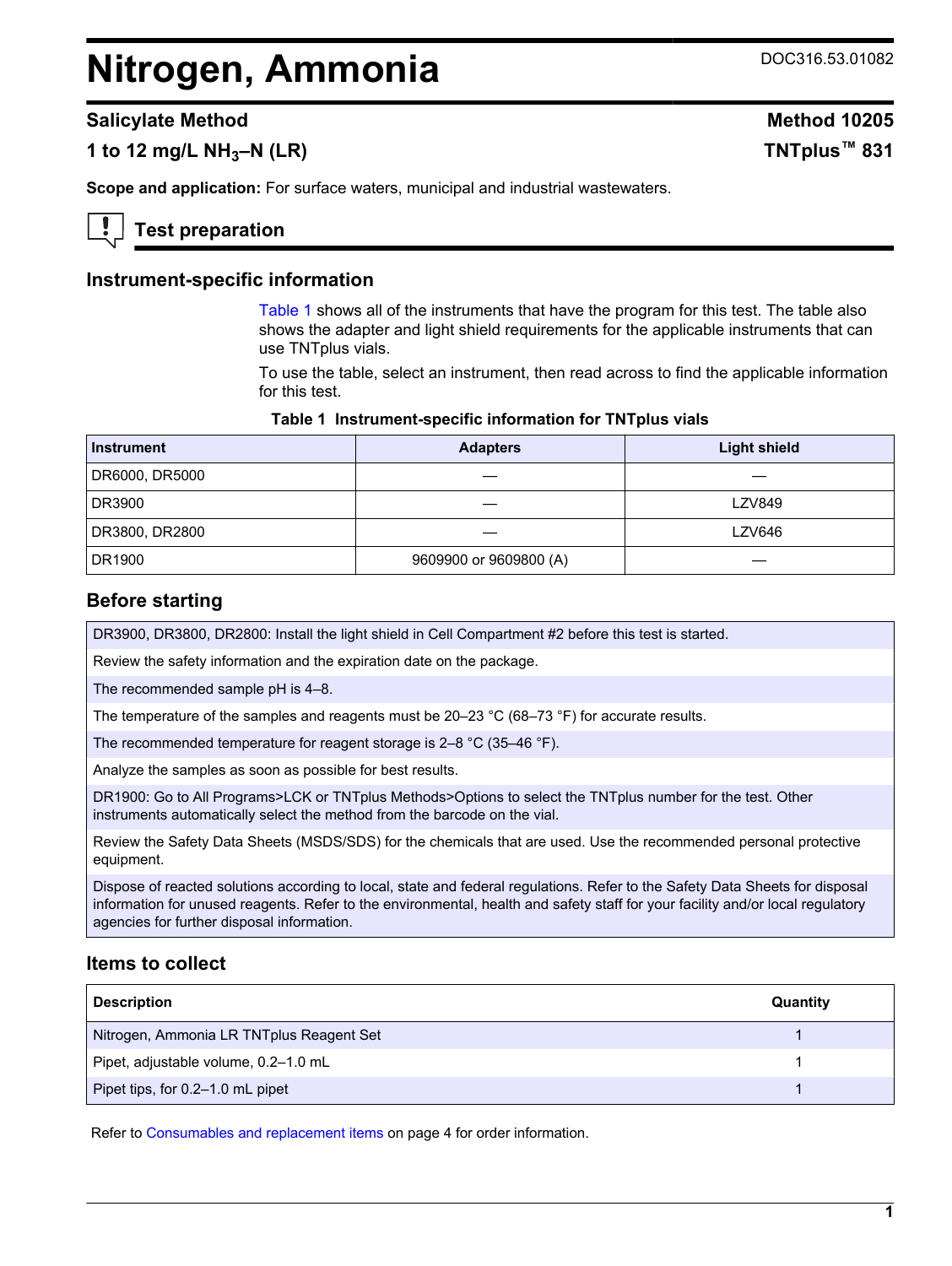# Nitrogen, Ammonia

DOC316.53.01082

## Salicylate Method

**Method 10205**

**1 to 12 mg/L $NH_3$–N (LR)**

**TNTplus™ 831**

**Scope and application:** For surface waters, municipal and industrial wastewaters.

## Test preparation

### Instrument-specific information

Table 1 shows all of the instruments that have the program for this test. The table also shows the adapter and light shield requirements for the applicable instruments that can use TNTplus vials.

To use the table, select an instrument, then read across to find the applicable information for this test.

**Table 1 Instrument-specific information for TNTplus vials**

| Instrument | Adapters | Light shield |
|---|---|---|
| DR6000, DR5000 | — | — |
| DR3900 | — | LZV849 |
| DR3800, DR2800 | — | LZV646 |
| DR1900 | 9609900 or 9609800 (A) | — |

### Before starting

| |
|---|
| DR3900, DR3800, DR2800: Install the light shield in Cell Compartment #2 before this test is started. |
| Review the safety information and the expiration date on the package. |
| The recommended sample pH is 4–8. |
| The temperature of the samples and reagents must be 20–23 °C (68–73 °F) for accurate results. |
| The recommended temperature for reagent storage is 2–8 °C (35–46 °F). |
| Analyze the samples as soon as possible for best results. |
| DR1900: Go to All Programs>LCK or TNTplus Methods>Options to select the TNTplus number for the test. Other instruments automatically select the method from the barcode on the vial. |
| Review the Safety Data Sheets (MSDS/SDS) for the chemicals that are used. Use the recommended personal protective equipment. |
| Dispose of reacted solutions according to local, state and federal regulations. Refer to the Safety Data Sheets for disposal information for unused reagents. Refer to the environmental, health and safety staff for your facility and/or local regulatory agencies for further disposal information. |

### Items to collect

| Description | Quantity |
|---|---|
| Nitrogen, Ammonia LR TNTplus Reagent Set | 1 |
| Pipet, adjustable volume, 0.2–1.0 mL | 1 |
| Pipet tips, for 0.2–1.0 mL pipet | 1 |

Refer to Consumables and replacement items on page 4 for order information.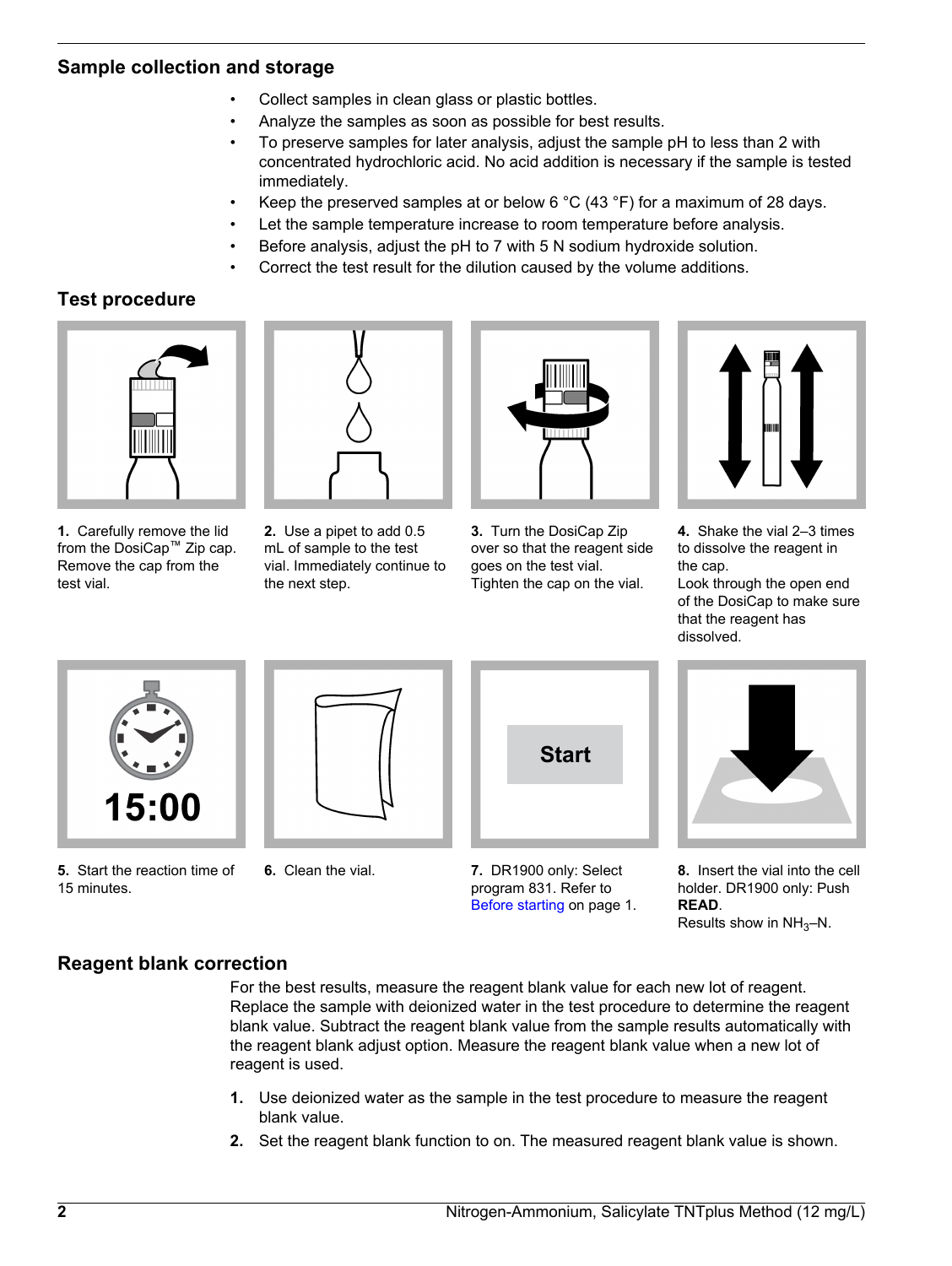## Sample collection and storage

- Collect samples in clean glass or plastic bottles.
- Analyze the samples as soon as possible for best results.
- To preserve samples for later analysis, adjust the sample pH to less than 2 with concentrated hydrochloric acid. No acid addition is necessary if the sample is tested immediately.
- Keep the preserved samples at or below 6 °C (43 °F) for a maximum of 28 days.
- Let the sample temperature increase to room temperature before analysis.
- Before analysis, adjust the pH to 7 with 5 N sodium hydroxide solution.
- Correct the test result for the dilution caused by the volume additions.

## Test procedure

**1.** Carefully remove the lid from the DosiCap™ Zip cap. Remove the cap from the test vial.

**2.** Use a pipet to add 0.5 mL of sample to the test vial. Immediately continue to the next step.

**3.** Turn the DosiCap Zip over so that the reagent side goes on the test vial. Tighten the cap on the vial.

**4.** Shake the vial 2–3 times to dissolve the reagent in the cap. Look through the open end of the DosiCap to make sure that the reagent has dissolved.

**5.** Start the reaction time of 15 minutes.

15:00

**6.** Clean the vial.

**7.** DR1900 only: Select program 831. Refer to Before starting on page 1.

Start

**8.** Insert the vial into the cell holder. DR1900 only: Push **READ**. Results show in $NH_3$–N.

## Reagent blank correction

For the best results, measure the reagent blank value for each new lot of reagent. Replace the sample with deionized water in the test procedure to determine the reagent blank value. Subtract the reagent blank value from the sample results automatically with the reagent blank adjust option. Measure the reagent blank value when a new lot of reagent is used.

1. Use deionized water as the sample in the test procedure to measure the reagent blank value.
2. Set the reagent blank function to on. The measured reagent blank value is shown.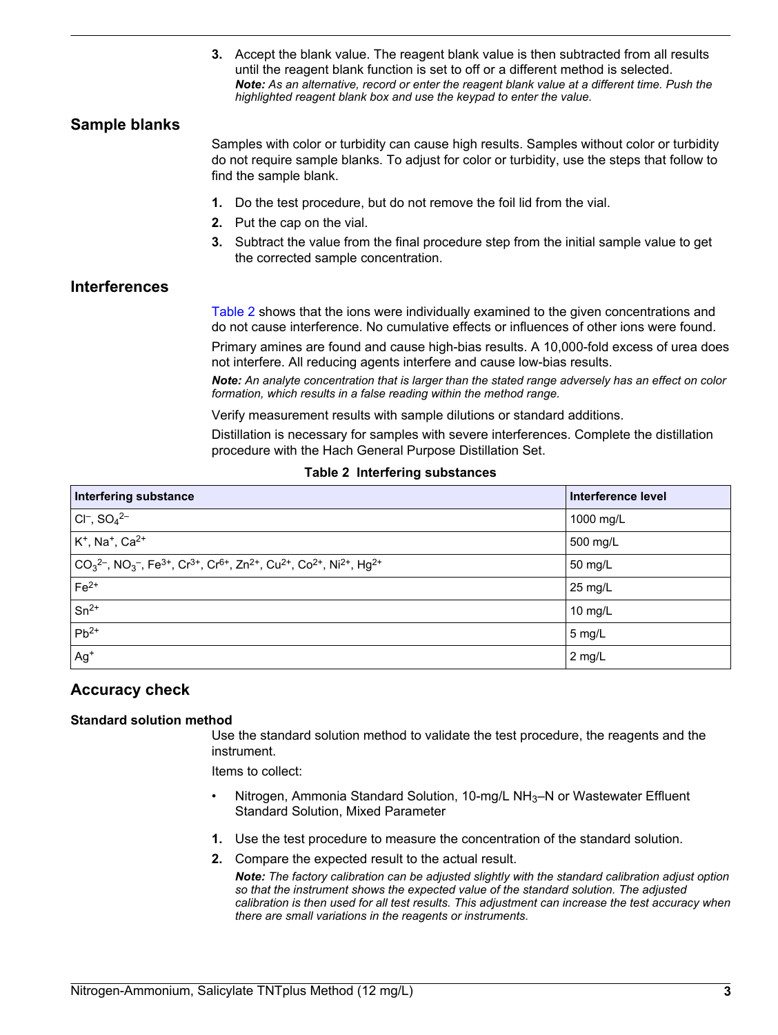3. Accept the blank value. The reagent blank value is then subtracted from all results until the reagent blank function is set to off or a different method is selected.
   ***Note:*** *As an alternative, record or enter the reagent blank value at a different time. Push the highlighted reagent blank box and use the keypad to enter the value.*

## Sample blanks

Samples with color or turbidity can cause high results. Samples without color or turbidity do not require sample blanks. To adjust for color or turbidity, use the steps that follow to find the sample blank.

1. Do the test procedure, but do not remove the foil lid from the vial.
2. Put the cap on the vial.
3. Subtract the value from the final procedure step from the initial sample value to get the corrected sample concentration.

## Interferences

Table 2 shows that the ions were individually examined to the given concentrations and do not cause interference. No cumulative effects or influences of other ions were found.

Primary amines are found and cause high-bias results. A 10,000-fold excess of urea does not interfere. All reducing agents interfere and cause low-bias results.

***Note:*** *An analyte concentration that is larger than the stated range adversely has an effect on color formation, which results in a false reading within the method range.*

Verify measurement results with sample dilutions or standard additions.

Distillation is necessary for samples with severe interferences. Complete the distillation procedure with the Hach General Purpose Distillation Set.

**Table 2 Interfering substances**

| Interfering substance | Interference level |
|---|---|
| $Cl^-$, $SO_4^{2-}$ | 1000 mg/L |
| $K^+$, $Na^+$, $Ca^{2+}$ | 500 mg/L |
| $CO_3^{2-}$, $NO_3^-$, $Fe^{3+}$, $Cr^{3+}$, $Cr^{6+}$, $Zn^{2+}$, $Cu^{2+}$, $Co^{2+}$, $Ni^{2+}$, $Hg^{2+}$ | 50 mg/L |
| $Fe^{2+}$ | 25 mg/L |
| $Sn^{2+}$ | 10 mg/L |
| $Pb^{2+}$ | 5 mg/L |
| $Ag^+$ | 2 mg/L |

## Accuracy check

### Standard solution method

Use the standard solution method to validate the test procedure, the reagents and the instrument.

Items to collect:

- Nitrogen, Ammonia Standard Solution, 10-mg/L $NH_3$–N or Wastewater Effluent Standard Solution, Mixed Parameter

1. Use the test procedure to measure the concentration of the standard solution.
2. Compare the expected result to the actual result.
   ***Note:*** *The factory calibration can be adjusted slightly with the standard calibration adjust option so that the instrument shows the expected value of the standard solution. The adjusted calibration is then used for all test results. This adjustment can increase the test accuracy when there are small variations in the reagents or instruments.*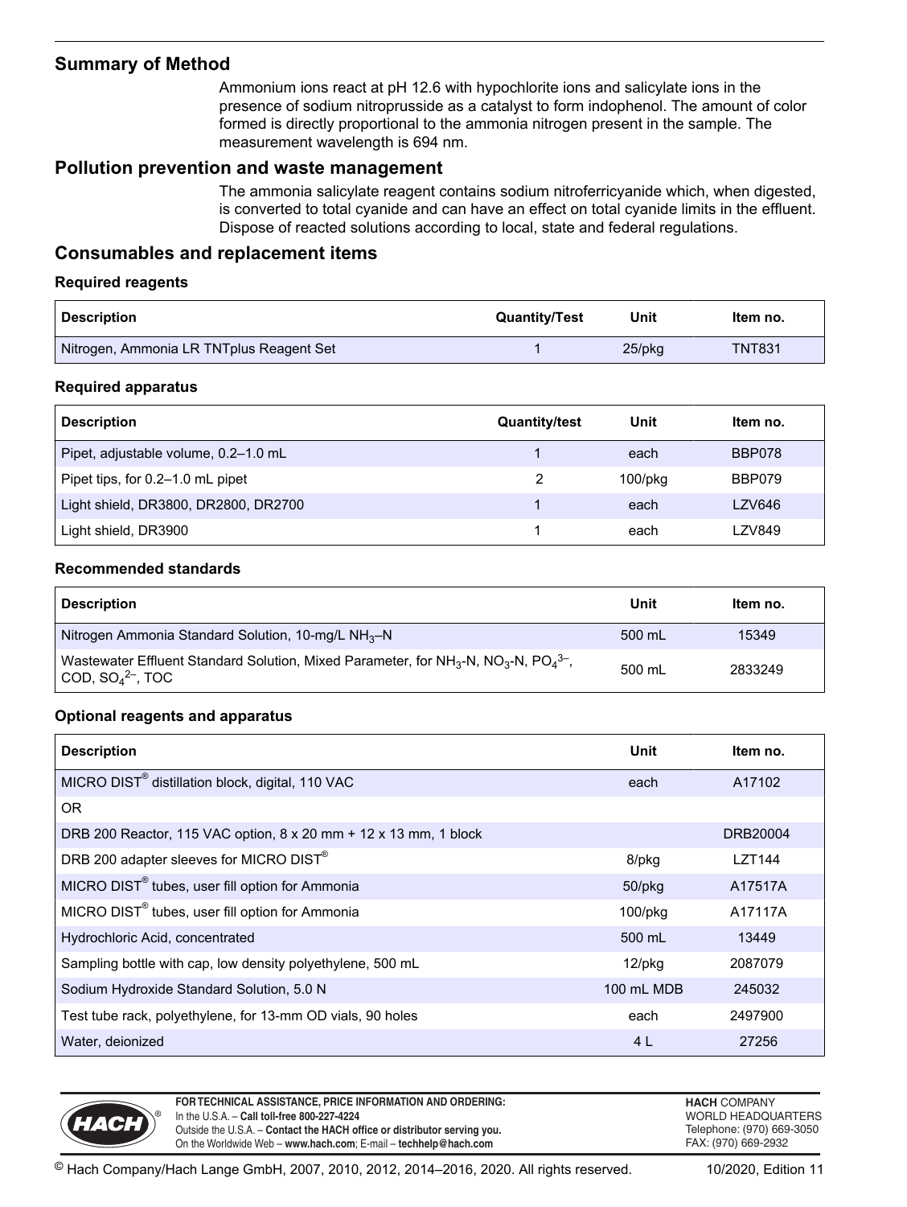## Summary of Method

Ammonium ions react at pH 12.6 with hypochlorite ions and salicylate ions in the presence of sodium nitroprusside as a catalyst to form indophenol. The amount of color formed is directly proportional to the ammonia nitrogen present in the sample. The measurement wavelength is 694 nm.

## Pollution prevention and waste management

The ammonia salicylate reagent contains sodium nitroferricyanide which, when digested, is converted to total cyanide and can have an effect on total cyanide limits in the effluent. Dispose of reacted solutions according to local, state and federal regulations.

## Consumables and replacement items

### Required reagents

| Description | Quantity/Test | Unit | Item no. |
| --- | --- | --- | --- |
| Nitrogen, Ammonia LR TNTplus Reagent Set | 1 | 25/pkg | TNT831 |

### Required apparatus

| Description | Quantity/test | Unit | Item no. |
| --- | --- | --- | --- |
| Pipet, adjustable volume, 0.2–1.0 mL | 1 | each | BBP078 |
| Pipet tips, for 0.2–1.0 mL pipet | 2 | 100/pkg | BBP079 |
| Light shield, DR3800, DR2800, DR2700 | 1 | each | LZV646 |
| Light shield, DR3900 | 1 | each | LZV849 |

### Recommended standards

| Description | Unit | Item no. |
| --- | --- | --- |
| Nitrogen Ammonia Standard Solution, 10-mg/L $NH_3$–N | 500 mL | 15349 |
| Wastewater Effluent Standard Solution, Mixed Parameter, for $NH_3$-N, $NO_3$-N, $PO_4^{3-}$, COD, $SO_4^{2-}$, TOC | 500 mL | 2833249 |

### Optional reagents and apparatus

| Description | Unit | Item no. |
| --- | --- | --- |
| MICRO DIST® distillation block, digital, 110 VAC | each | A17102 |
| OR | | |
| DRB 200 Reactor, 115 VAC option, 8 x 20 mm + 12 x 13 mm, 1 block | | DRB20004 |
| DRB 200 adapter sleeves for MICRO DIST® | 8/pkg | LZT144 |
| MICRO DIST® tubes, user fill option for Ammonia | 50/pkg | A17517A |
| MICRO DIST® tubes, user fill option for Ammonia | 100/pkg | A17117A |
| Hydrochloric Acid, concentrated | 500 mL | 13449 |
| Sampling bottle with cap, low density polyethylene, 500 mL | 12/pkg | 2087079 |
| Sodium Hydroxide Standard Solution, 5.0 N | 100 mL MDB | 245032 |
| Test tube rack, polyethylene, for 13-mm OD vials, 90 holes | each | 2497900 |
| Water, deionized | 4 L | 27256 |

**FOR TECHNICAL ASSISTANCE, PRICE INFORMATION AND ORDERING:**
In the U.S.A. – **Call toll-free 800-227-4224**
Outside the U.S.A. – **Contact the HACH office or distributor serving you.**
On the Worldwide Web – **www.hach.com**; E-mail – **techhelp@hach.com**

**HACH** COMPANY
WORLD HEADQUARTERS
Telephone: (970) 669-3050
FAX: (970) 669-2932

© Hach Company/Hach Lange GmbH, 2007, 2010, 2012, 2014–2016, 2020. All rights reserved. 10/2020, Edition 11